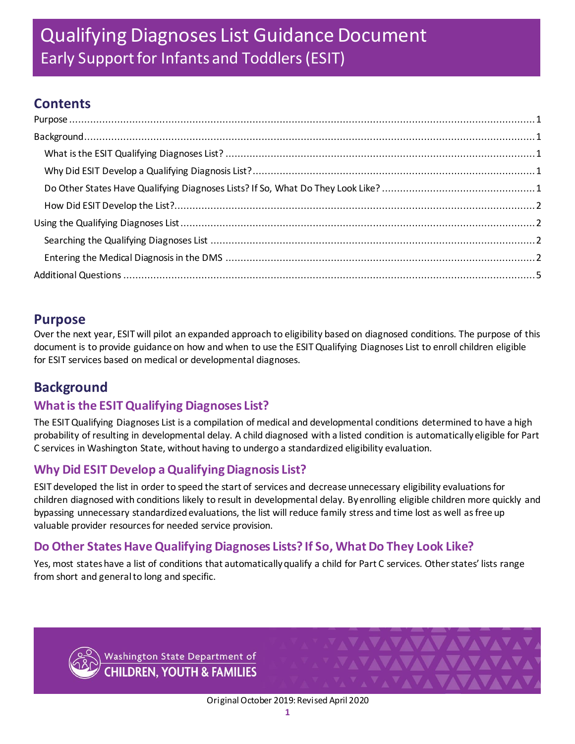# Qualifying Diagnoses List Guidance Document
## Early Support for Infants and Toddlers (ESIT)

## Contents

- Purpose ........ 1
- Background ........ 1
  - What is the ESIT Qualifying Diagnoses List? ........ 1
  - Why Did ESIT Develop a Qualifying Diagnosis List? ........ 1
  - Do Other States Have Qualifying Diagnoses Lists? If So, What Do They Look Like? ........ 1
  - How Did ESIT Develop the List? ........ 2
- Using the Qualifying Diagnoses List ........ 2
  - Searching the Qualifying Diagnoses List ........ 2
  - Entering the Medical Diagnosis in the DMS ........ 2
- Additional Questions ........ 5

## Purpose

Over the next year, ESIT will pilot an expanded approach to eligibility based on diagnosed conditions. The purpose of this document is to provide guidance on how and when to use the ESIT Qualifying Diagnoses List to enroll children eligible for ESIT services based on medical or developmental diagnoses.

## Background

### What is the ESIT Qualifying Diagnoses List?

The ESIT Qualifying Diagnoses List is a compilation of medical and developmental conditions determined to have a high probability of resulting in developmental delay. A child diagnosed with a listed condition is automatically eligible for Part C services in Washington State, without having to undergo a standardized eligibility evaluation.

### Why Did ESIT Develop a Qualifying Diagnosis List?

ESIT developed the list in order to speed the start of services and decrease unnecessary eligibility evaluations for children diagnosed with conditions likely to result in developmental delay. By enrolling eligible children more quickly and bypassing unnecessary standardized evaluations, the list will reduce family stress and time lost as well as free up valuable provider resources for needed service provision.

### Do Other States Have Qualifying Diagnoses Lists? If So, What Do They Look Like?

Yes, most states have a list of conditions that automatically qualify a child for Part C services. Other states' lists range from short and general to long and specific.

Washington State Department of CHILDREN, YOUTH & FAMILIES

Original October 2019: Revised April 2020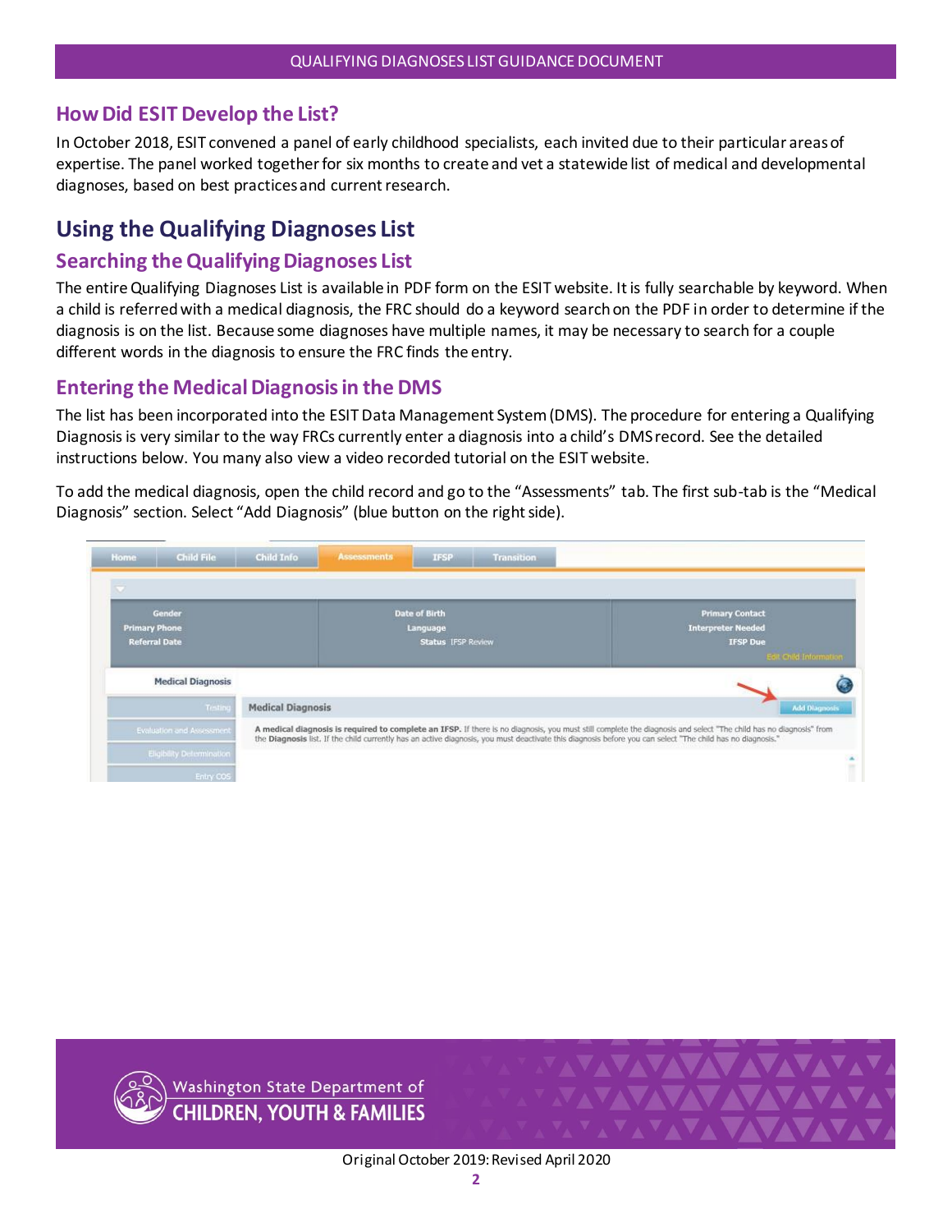## How Did ESIT Develop the List?

In October 2018, ESIT convened a panel of early childhood specialists, each invited due to their particular areas of expertise. The panel worked together for six months to create and vet a statewide list of medical and developmental diagnoses, based on best practices and current research.

# Using the Qualifying Diagnoses List

## Searching the Qualifying Diagnoses List

The entire Qualifying Diagnoses List is available in PDF form on the ESIT website. It is fully searchable by keyword. When a child is referred with a medical diagnosis, the FRC should do a keyword search on the PDF in order to determine if the diagnosis is on the list. Because some diagnoses have multiple names, it may be necessary to search for a couple different words in the diagnosis to ensure the FRC finds the entry.

## Entering the Medical Diagnosis in the DMS

The list has been incorporated into the ESIT Data Management System (DMS). The procedure for entering a Qualifying Diagnosis is very similar to the way FRCs currently enter a diagnosis into a child's DMS record. See the detailed instructions below. You many also view a video recorded tutorial on the ESIT website.

To add the medical diagnosis, open the child record and go to the "Assessments" tab. The first sub-tab is the "Medical Diagnosis" section. Select "Add Diagnosis" (blue button on the right side).

Original October 2019: Revised April 2020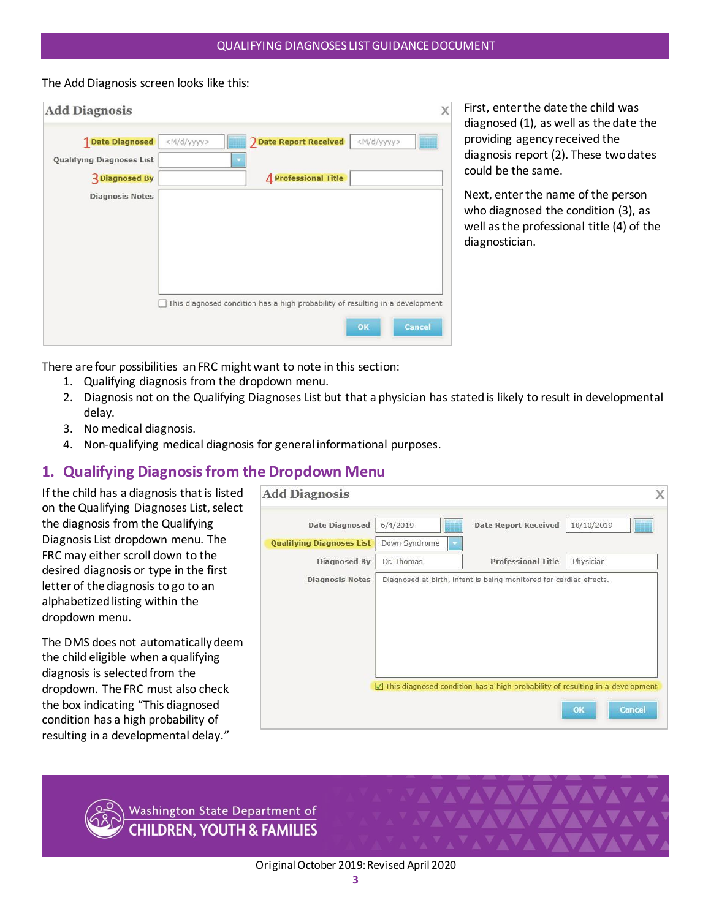The Add Diagnosis screen looks like this:

First, enter the date the child was diagnosed (1), as well as the date the providing agency received the diagnosis report (2). These two dates could be the same.

Next, enter the name of the person who diagnosed the condition (3), as well as the professional title (4) of the diagnostician.

There are four possibilities an FRC might want to note in this section:

1. Qualifying diagnosis from the dropdown menu.
2. Diagnosis not on the Qualifying Diagnoses List but that a physician has stated is likely to result in developmental delay.
3. No medical diagnosis.
4. Non-qualifying medical diagnosis for general informational purposes.

## 1. Qualifying Diagnosis from the Dropdown Menu

If the child has a diagnosis that is listed on the Qualifying Diagnoses List, select the diagnosis from the Qualifying Diagnosis List dropdown menu. The FRC may either scroll down to the desired diagnosis or type in the first letter of the diagnosis to go to an alphabetized listing within the dropdown menu.

The DMS does not automatically deem the child eligible when a qualifying diagnosis is selected from the dropdown. The FRC must also check the box indicating "This diagnosed condition has a high probability of resulting in a developmental delay."

Original October 2019: Revised April 2020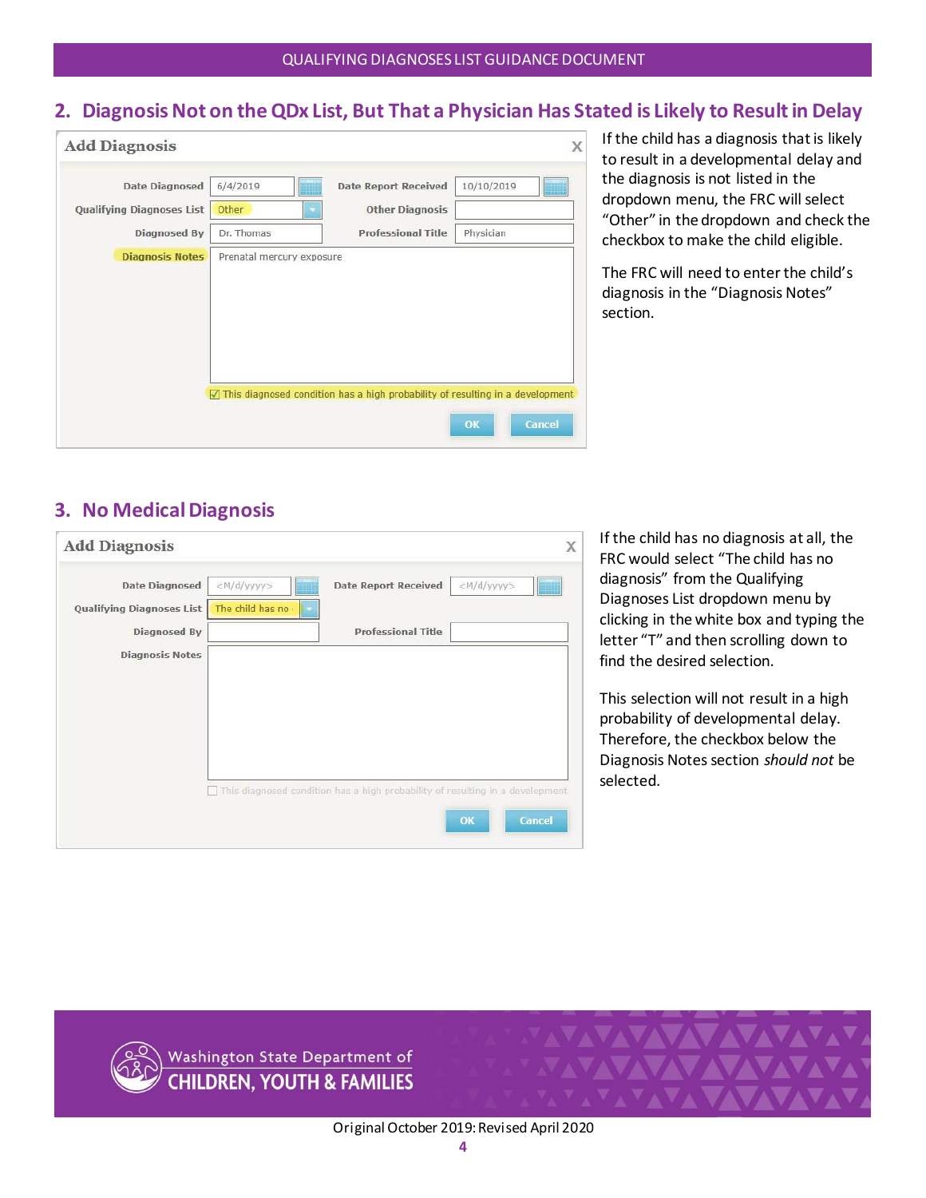## 2. Diagnosis Not on the QDx List, But That a Physician Has Stated is Likely to Result in Delay

**Add Diagnosis**

| | | | |
|---|---|---|---|
| Date Diagnosed | 6/4/2019 | Date Report Received | 10/10/2019 |
| Qualifying Diagnoses List | Other | Other Diagnosis | |
| Diagnosed By | Dr. Thomas | Professional Title | Physician |
| Diagnosis Notes | Prenatal mercury exposure | | |

☑ This diagnosed condition has a high probability of resulting in a development

OK | Cancel

If the child has a diagnosis that is likely to result in a developmental delay and the diagnosis is not listed in the dropdown menu, the FRC will select "Other" in the dropdown and check the checkbox to make the child eligible.

The FRC will need to enter the child's diagnosis in the "Diagnosis Notes" section.

## 3. No Medical Diagnosis

**Add Diagnosis**

| | | | |
|---|---|---|---|
| Date Diagnosed | <M/d/yyyy> | Date Report Received | <M/d/yyyy> |
| Qualifying Diagnoses List | The child has no | | |
| Diagnosed By | | Professional Title | |
| Diagnosis Notes | | | |

☐ This diagnosed condition has a high probability of resulting in a development

OK | Cancel

If the child has no diagnosis at all, the FRC would select "The child has no diagnosis" from the Qualifying Diagnoses List dropdown menu by clicking in the white box and typing the letter "T" and then scrolling down to find the desired selection.

This selection will not result in a high probability of developmental delay. Therefore, the checkbox below the Diagnosis Notes section *should not* be selected.

Washington State Department of CHILDREN, YOUTH & FAMILIES

Original October 2019: Revised April 2020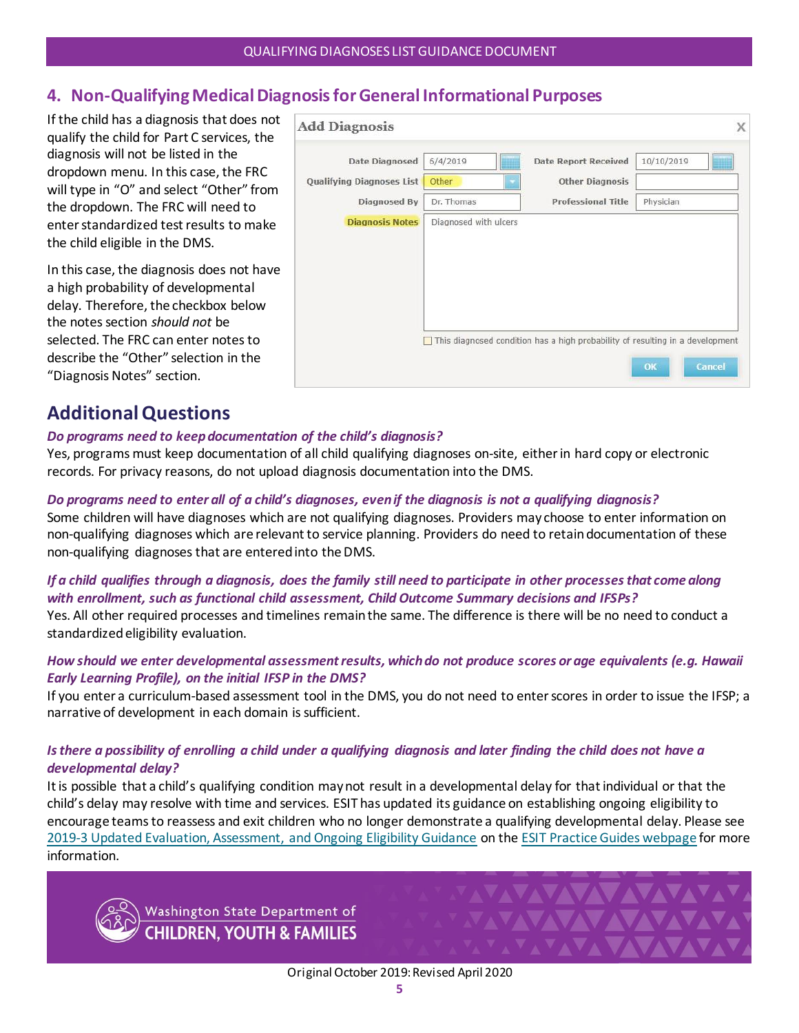## 4. Non-Qualifying Medical Diagnosis for General Informational Purposes

If the child has a diagnosis that does not qualify the child for Part C services, the diagnosis will not be listed in the dropdown menu. In this case, the FRC will type in "O" and select "Other" from the dropdown. The FRC will need to enter standardized test results to make the child eligible in the DMS.

In this case, the diagnosis does not have a high probability of developmental delay. Therefore, the checkbox below the notes section *should not* be selected. The FRC can enter notes to describe the "Other" selection in the "Diagnosis Notes" section.

## Additional Questions

***Do programs need to keep documentation of the child's diagnosis?***

Yes, programs must keep documentation of all child qualifying diagnoses on-site, either in hard copy or electronic records. For privacy reasons, do not upload diagnosis documentation into the DMS.

***Do programs need to enter all of a child's diagnoses, even if the diagnosis is not a qualifying diagnosis?***

Some children will have diagnoses which are not qualifying diagnoses. Providers may choose to enter information on non-qualifying diagnoses which are relevant to service planning. Providers do need to retain documentation of these non-qualifying diagnoses that are entered into the DMS.

***If a child qualifies through a diagnosis, does the family still need to participate in other processes that come along with enrollment, such as functional child assessment, Child Outcome Summary decisions and IFSPs?***

Yes. All other required processes and timelines remain the same. The difference is there will be no need to conduct a standardized eligibility evaluation.

***How should we enter developmental assessment results, which do not produce scores or age equivalents (e.g. Hawaii Early Learning Profile), on the initial IFSP in the DMS?***

If you enter a curriculum-based assessment tool in the DMS, you do not need to enter scores in order to issue the IFSP; a narrative of development in each domain is sufficient.

***Is there a possibility of enrolling a child under a qualifying diagnosis and later finding the child does not have a developmental delay?***

It is possible that a child's qualifying condition may not result in a developmental delay for that individual or that the child's delay may resolve with time and services. ESIT has updated its guidance on establishing ongoing eligibility to encourage teams to reassess and exit children who no longer demonstrate a qualifying developmental delay. Please see 2019-3 Updated Evaluation, Assessment, and Ongoing Eligibility Guidance on the ESIT Practice Guides webpage for more information.

Original October 2019: Revised April 2020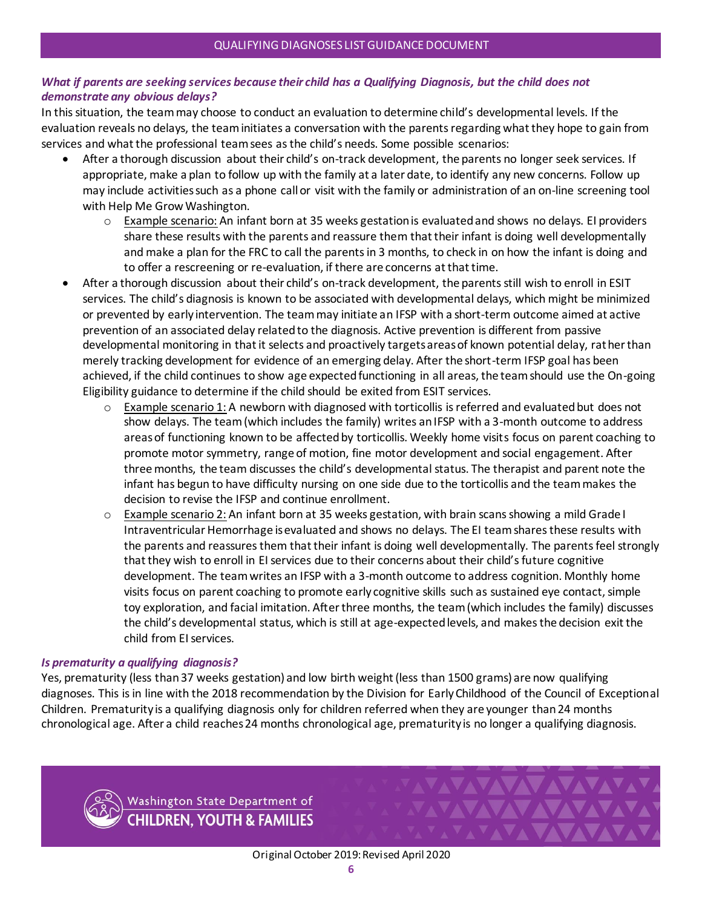### *What if parents are seeking services because their child has a Qualifying Diagnosis, but the child does not demonstrate any obvious delays?*

In this situation, the team may choose to conduct an evaluation to determine child's developmental levels. If the evaluation reveals no delays, the team initiates a conversation with the parents regarding what they hope to gain from services and what the professional team sees as the child's needs. Some possible scenarios:

- After a thorough discussion about their child's on-track development, the parents no longer seek services. If appropriate, make a plan to follow up with the family at a later date, to identify any new concerns. Follow up may include activities such as a phone call or visit with the family or administration of an on-line screening tool with Help Me Grow Washington.
  - Example scenario: An infant born at 35 weeks gestation is evaluated and shows no delays. EI providers share these results with the parents and reassure them that their infant is doing well developmentally and make a plan for the FRC to call the parents in 3 months, to check in on how the infant is doing and to offer a rescreening or re-evaluation, if there are concerns at that time.
- After a thorough discussion about their child's on-track development, the parents still wish to enroll in ESIT services. The child's diagnosis is known to be associated with developmental delays, which might be minimized or prevented by early intervention. The team may initiate an IFSP with a short-term outcome aimed at active prevention of an associated delay related to the diagnosis. Active prevention is different from passive developmental monitoring in that it selects and proactively targets areas of known potential delay, rather than merely tracking development for evidence of an emerging delay. After the short-term IFSP goal has been achieved, if the child continues to show age expected functioning in all areas, the team should use the On-going Eligibility guidance to determine if the child should be exited from ESIT services.
  - Example scenario 1: A newborn with diagnosed with torticollis is referred and evaluated but does not show delays. The team (which includes the family) writes an IFSP with a 3-month outcome to address areas of functioning known to be affected by torticollis. Weekly home visits focus on parent coaching to promote motor symmetry, range of motion, fine motor development and social engagement. After three months, the team discusses the child's developmental status. The therapist and parent note the infant has begun to have difficulty nursing on one side due to the torticollis and the team makes the decision to revise the IFSP and continue enrollment.
  - Example scenario 2: An infant born at 35 weeks gestation, with brain scans showing a mild Grade I Intraventricular Hemorrhage is evaluated and shows no delays. The EI team shares these results with the parents and reassures them that their infant is doing well developmentally. The parents feel strongly that they wish to enroll in EI services due to their concerns about their child's future cognitive development. The team writes an IFSP with a 3-month outcome to address cognition. Monthly home visits focus on parent coaching to promote early cognitive skills such as sustained eye contact, simple toy exploration, and facial imitation. After three months, the team (which includes the family) discusses the child's developmental status, which is still at age-expected levels, and makes the decision exit the child from EI services.

### *Is prematurity a qualifying diagnosis?*

Yes, prematurity (less than 37 weeks gestation) and low birth weight (less than 1500 grams) are now qualifying diagnoses. This is in line with the 2018 recommendation by the Division for Early Childhood of the Council of Exceptional Children. Prematurity is a qualifying diagnosis only for children referred when they are younger than 24 months chronological age. After a child reaches 24 months chronological age, prematurity is no longer a qualifying diagnosis.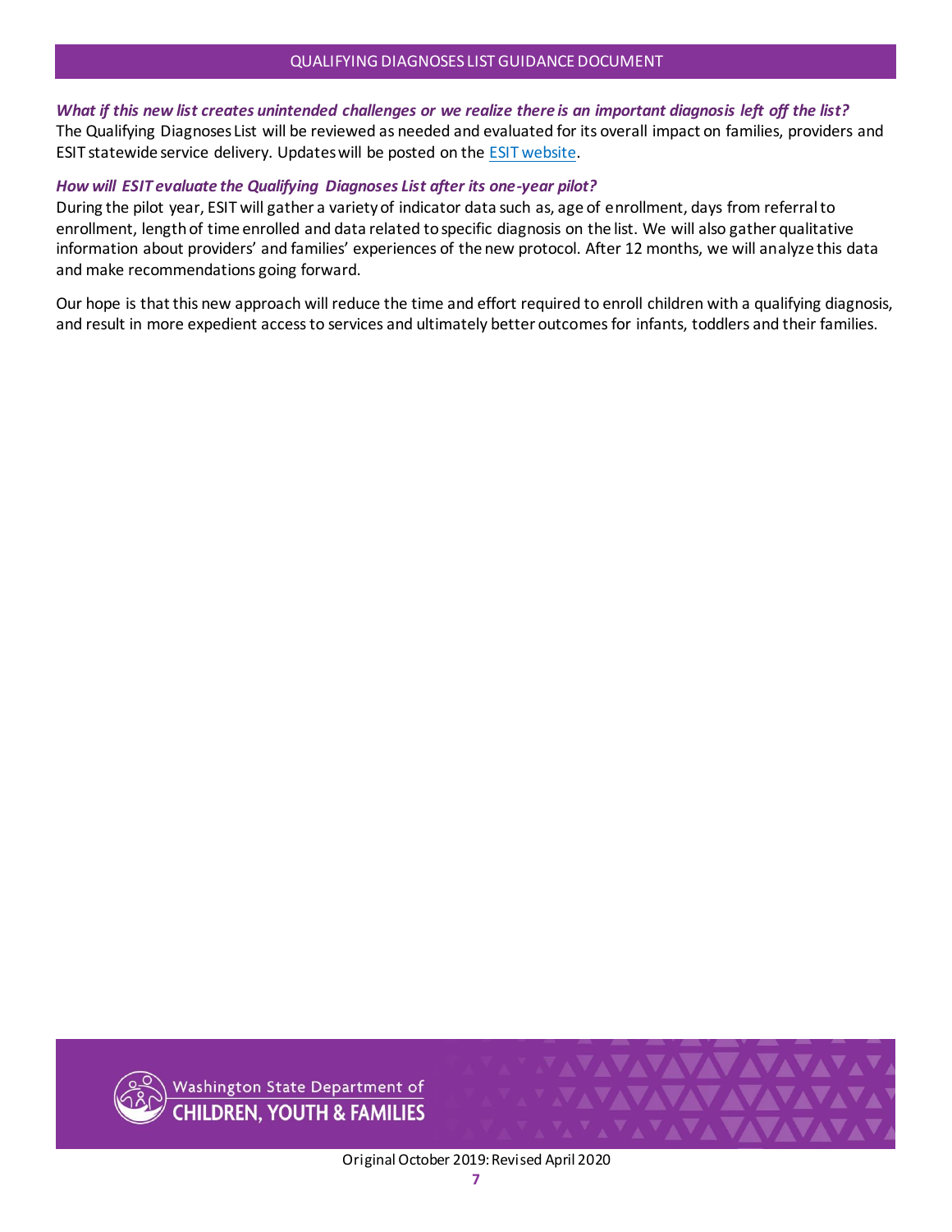***What if this new list creates unintended challenges or we realize there is an important diagnosis left off the list?***

The Qualifying Diagnoses List will be reviewed as needed and evaluated for its overall impact on families, providers and ESIT statewide service delivery. Updates will be posted on the ESIT website.

***How will ESIT evaluate the Qualifying Diagnoses List after its one-year pilot?***

During the pilot year, ESIT will gather a variety of indicator data such as, age of enrollment, days from referral to enrollment, length of time enrolled and data related to specific diagnosis on the list. We will also gather qualitative information about providers' and families' experiences of the new protocol. After 12 months, we will analyze this data and make recommendations going forward.

Our hope is that this new approach will reduce the time and effort required to enroll children with a qualifying diagnosis, and result in more expedient access to services and ultimately better outcomes for infants, toddlers and their families.